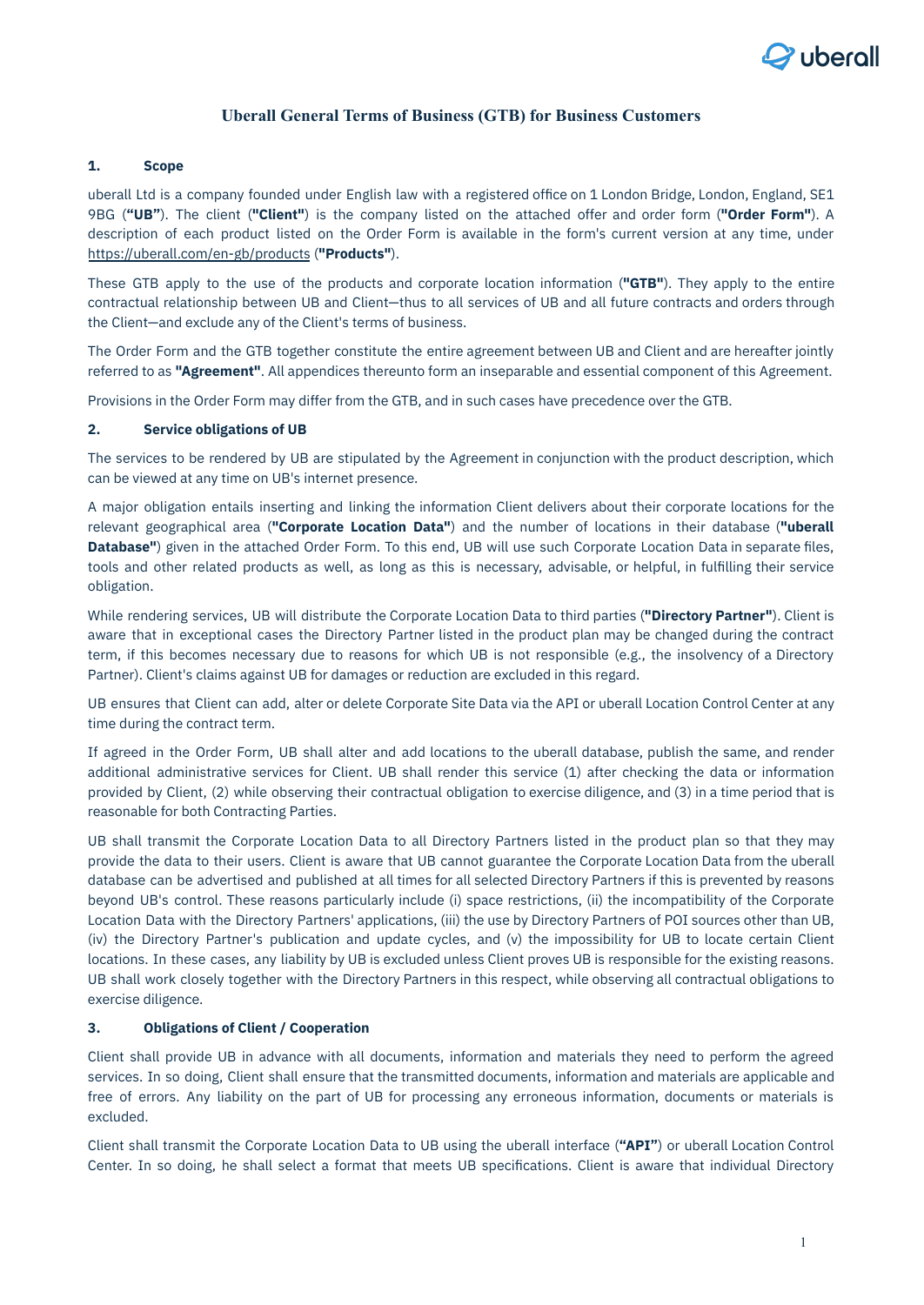# Uberall General Terms of Business (GTB) for Business Customers

## 1. Scope

uberall Ltd is a company founded under English law with a registered office on 1 London Bridge, London, England, SE1 9BG (**"UB"**). The client (**"Client"**) is the company listed on the attached offer and order form (**"Order Form"**). A description of each product listed on the Order Form is available in the form's current version at any time, under https://uberall.com/en-gb/products (**"Products"**).

These GTB apply to the use of the products and corporate location information (**"GTB"**). They apply to the entire contractual relationship between UB and Client—thus to all services of UB and all future contracts and orders through the Client—and exclude any of the Client's terms of business.

The Order Form and the GTB together constitute the entire agreement between UB and Client and are hereafter jointly referred to as **"Agreement"**. All appendices thereunto form an inseparable and essential component of this Agreement.

Provisions in the Order Form may differ from the GTB, and in such cases have precedence over the GTB.

## 2. Service obligations of UB

The services to be rendered by UB are stipulated by the Agreement in conjunction with the product description, which can be viewed at any time on UB's internet presence.

A major obligation entails inserting and linking the information Client delivers about their corporate locations for the relevant geographical area (**"Corporate Location Data"**) and the number of locations in their database (**"uberall Database"**) given in the attached Order Form. To this end, UB will use such Corporate Location Data in separate files, tools and other related products as well, as long as this is necessary, advisable, or helpful, in fulfilling their service obligation.

While rendering services, UB will distribute the Corporate Location Data to third parties (**"Directory Partner"**). Client is aware that in exceptional cases the Directory Partner listed in the product plan may be changed during the contract term, if this becomes necessary due to reasons for which UB is not responsible (e.g., the insolvency of a Directory Partner). Client's claims against UB for damages or reduction are excluded in this regard.

UB ensures that Client can add, alter or delete Corporate Site Data via the API or uberall Location Control Center at any time during the contract term.

If agreed in the Order Form, UB shall alter and add locations to the uberall database, publish the same, and render additional administrative services for Client. UB shall render this service (1) after checking the data or information provided by Client, (2) while observing their contractual obligation to exercise diligence, and (3) in a time period that is reasonable for both Contracting Parties.

UB shall transmit the Corporate Location Data to all Directory Partners listed in the product plan so that they may provide the data to their users. Client is aware that UB cannot guarantee the Corporate Location Data from the uberall database can be advertised and published at all times for all selected Directory Partners if this is prevented by reasons beyond UB's control. These reasons particularly include (i) space restrictions, (ii) the incompatibility of the Corporate Location Data with the Directory Partners' applications, (iii) the use by Directory Partners of POI sources other than UB, (iv) the Directory Partner's publication and update cycles, and (v) the impossibility for UB to locate certain Client locations. In these cases, any liability by UB is excluded unless Client proves UB is responsible for the existing reasons. UB shall work closely together with the Directory Partners in this respect, while observing all contractual obligations to exercise diligence.

## 3. Obligations of Client / Cooperation

Client shall provide UB in advance with all documents, information and materials they need to perform the agreed services. In so doing, Client shall ensure that the transmitted documents, information and materials are applicable and free of errors. Any liability on the part of UB for processing any erroneous information, documents or materials is excluded.

Client shall transmit the Corporate Location Data to UB using the uberall interface (**"API"**) or uberall Location Control Center. In so doing, he shall select a format that meets UB specifications. Client is aware that individual Directory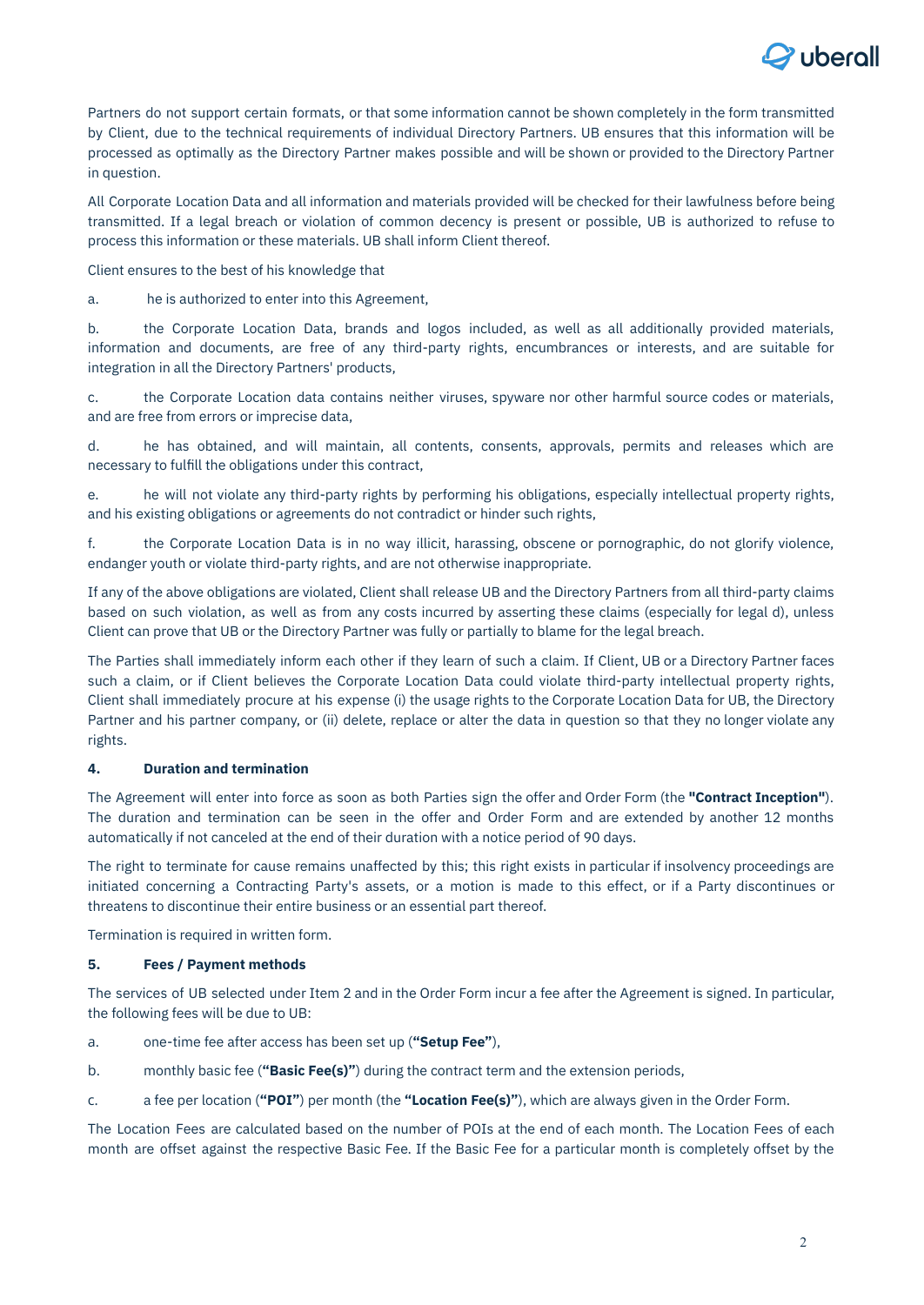Partners do not support certain formats, or that some information cannot be shown completely in the form transmitted by Client, due to the technical requirements of individual Directory Partners. UB ensures that this information will be processed as optimally as the Directory Partner makes possible and will be shown or provided to the Directory Partner in question.

All Corporate Location Data and all information and materials provided will be checked for their lawfulness before being transmitted. If a legal breach or violation of common decency is present or possible, UB is authorized to refuse to process this information or these materials. UB shall inform Client thereof.

Client ensures to the best of his knowledge that

a. he is authorized to enter into this Agreement,

b. the Corporate Location Data, brands and logos included, as well as all additionally provided materials, information and documents, are free of any third-party rights, encumbrances or interests, and are suitable for integration in all the Directory Partners' products,

c. the Corporate Location data contains neither viruses, spyware nor other harmful source codes or materials, and are free from errors or imprecise data,

d. he has obtained, and will maintain, all contents, consents, approvals, permits and releases which are necessary to fulfill the obligations under this contract,

e. he will not violate any third-party rights by performing his obligations, especially intellectual property rights, and his existing obligations or agreements do not contradict or hinder such rights,

f. the Corporate Location Data is in no way illicit, harassing, obscene or pornographic, do not glorify violence, endanger youth or violate third-party rights, and are not otherwise inappropriate.

If any of the above obligations are violated, Client shall release UB and the Directory Partners from all third-party claims based on such violation, as well as from any costs incurred by asserting these claims (especially for legal d), unless Client can prove that UB or the Directory Partner was fully or partially to blame for the legal breach.

The Parties shall immediately inform each other if they learn of such a claim. If Client, UB or a Directory Partner faces such a claim, or if Client believes the Corporate Location Data could violate third-party intellectual property rights, Client shall immediately procure at his expense (i) the usage rights to the Corporate Location Data for UB, the Directory Partner and his partner company, or (ii) delete, replace or alter the data in question so that they no longer violate any rights.

### 4. Duration and termination

The Agreement will enter into force as soon as both Parties sign the offer and Order Form (the **"Contract Inception"**). The duration and termination can be seen in the offer and Order Form and are extended by another 12 months automatically if not canceled at the end of their duration with a notice period of 90 days.

The right to terminate for cause remains unaffected by this; this right exists in particular if insolvency proceedings are initiated concerning a Contracting Party's assets, or a motion is made to this effect, or if a Party discontinues or threatens to discontinue their entire business or an essential part thereof.

Termination is required in written form.

### 5. Fees / Payment methods

The services of UB selected under Item 2 and in the Order Form incur a fee after the Agreement is signed. In particular, the following fees will be due to UB:

a. one-time fee after access has been set up (**"Setup Fee"**),

b. monthly basic fee (**"Basic Fee(s)"**) during the contract term and the extension periods,

c. a fee per location (**"POI"**) per month (the **"Location Fee(s)"**), which are always given in the Order Form.

The Location Fees are calculated based on the number of POIs at the end of each month. The Location Fees of each month are offset against the respective Basic Fee. If the Basic Fee for a particular month is completely offset by the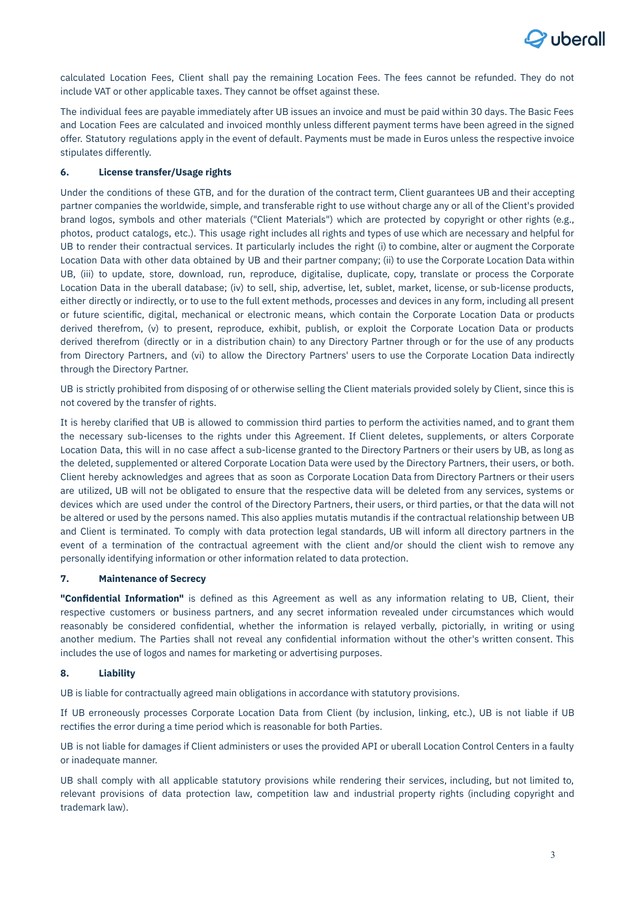calculated Location Fees, Client shall pay the remaining Location Fees. The fees cannot be refunded. They do not include VAT or other applicable taxes. They cannot be offset against these.

The individual fees are payable immediately after UB issues an invoice and must be paid within 30 days. The Basic Fees and Location Fees are calculated and invoiced monthly unless different payment terms have been agreed in the signed offer. Statutory regulations apply in the event of default. Payments must be made in Euros unless the respective invoice stipulates differently.

### 6. License transfer/Usage rights

Under the conditions of these GTB, and for the duration of the contract term, Client guarantees UB and their accepting partner companies the worldwide, simple, and transferable right to use without charge any or all of the Client's provided brand logos, symbols and other materials ("Client Materials") which are protected by copyright or other rights (e.g., photos, product catalogs, etc.). This usage right includes all rights and types of use which are necessary and helpful for UB to render their contractual services. It particularly includes the right (i) to combine, alter or augment the Corporate Location Data with other data obtained by UB and their partner company; (ii) to use the Corporate Location Data within UB, (iii) to update, store, download, run, reproduce, digitalise, duplicate, copy, translate or process the Corporate Location Data in the uberall database; (iv) to sell, ship, advertise, let, sublet, market, license, or sub-license products, either directly or indirectly, or to use to the full extent methods, processes and devices in any form, including all present or future scientific, digital, mechanical or electronic means, which contain the Corporate Location Data or products derived therefrom, (v) to present, reproduce, exhibit, publish, or exploit the Corporate Location Data or products derived therefrom (directly or in a distribution chain) to any Directory Partner through or for the use of any products from Directory Partners, and (vi) to allow the Directory Partners' users to use the Corporate Location Data indirectly through the Directory Partner.

UB is strictly prohibited from disposing of or otherwise selling the Client materials provided solely by Client, since this is not covered by the transfer of rights.

It is hereby clarified that UB is allowed to commission third parties to perform the activities named, and to grant them the necessary sub-licenses to the rights under this Agreement. If Client deletes, supplements, or alters Corporate Location Data, this will in no case affect a sub-license granted to the Directory Partners or their users by UB, as long as the deleted, supplemented or altered Corporate Location Data were used by the Directory Partners, their users, or both. Client hereby acknowledges and agrees that as soon as Corporate Location Data from Directory Partners or their users are utilized, UB will not be obligated to ensure that the respective data will be deleted from any services, systems or devices which are used under the control of the Directory Partners, their users, or third parties, or that the data will not be altered or used by the persons named. This also applies mutatis mutandis if the contractual relationship between UB and Client is terminated. To comply with data protection legal standards, UB will inform all directory partners in the event of a termination of the contractual agreement with the client and/or should the client wish to remove any personally identifying information or other information related to data protection.

### 7. Maintenance of Secrecy

**"Confidential Information"** is defined as this Agreement as well as any information relating to UB, Client, their respective customers or business partners, and any secret information revealed under circumstances which would reasonably be considered confidential, whether the information is relayed verbally, pictorially, in writing or using another medium. The Parties shall not reveal any confidential information without the other's written consent. This includes the use of logos and names for marketing or advertising purposes.

### 8. Liability

UB is liable for contractually agreed main obligations in accordance with statutory provisions.

If UB erroneously processes Corporate Location Data from Client (by inclusion, linking, etc.), UB is not liable if UB rectifies the error during a time period which is reasonable for both Parties.

UB is not liable for damages if Client administers or uses the provided API or uberall Location Control Centers in a faulty or inadequate manner.

UB shall comply with all applicable statutory provisions while rendering their services, including, but not limited to, relevant provisions of data protection law, competition law and industrial property rights (including copyright and trademark law).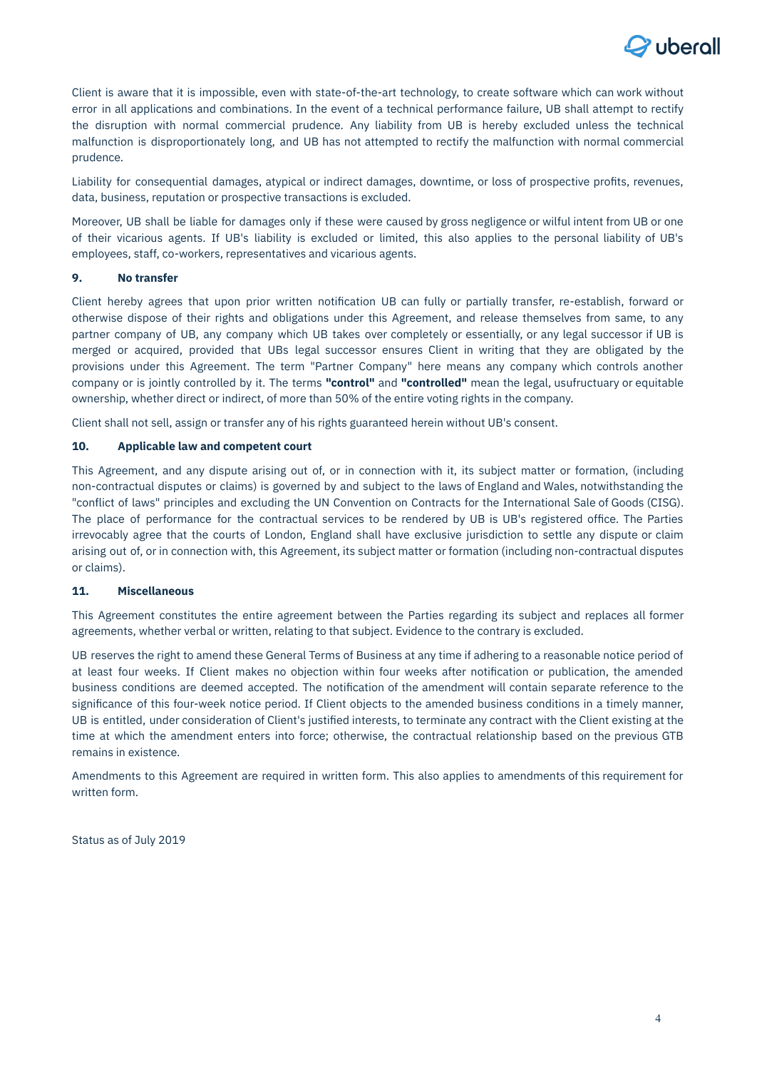Client is aware that it is impossible, even with state-of-the-art technology, to create software which can work without error in all applications and combinations. In the event of a technical performance failure, UB shall attempt to rectify the disruption with normal commercial prudence. Any liability from UB is hereby excluded unless the technical malfunction is disproportionately long, and UB has not attempted to rectify the malfunction with normal commercial prudence.

Liability for consequential damages, atypical or indirect damages, downtime, or loss of prospective profits, revenues, data, business, reputation or prospective transactions is excluded.

Moreover, UB shall be liable for damages only if these were caused by gross negligence or wilful intent from UB or one of their vicarious agents. If UB's liability is excluded or limited, this also applies to the personal liability of UB's employees, staff, co-workers, representatives and vicarious agents.

## 9. No transfer

Client hereby agrees that upon prior written notification UB can fully or partially transfer, re-establish, forward or otherwise dispose of their rights and obligations under this Agreement, and release themselves from same, to any partner company of UB, any company which UB takes over completely or essentially, or any legal successor if UB is merged or acquired, provided that UBs legal successor ensures Client in writing that they are obligated by the provisions under this Agreement. The term "Partner Company" here means any company which controls another company or is jointly controlled by it. The terms **"control"** and **"controlled"** mean the legal, usufructuary or equitable ownership, whether direct or indirect, of more than 50% of the entire voting rights in the company.

Client shall not sell, assign or transfer any of his rights guaranteed herein without UB's consent.

## 10. Applicable law and competent court

This Agreement, and any dispute arising out of, or in connection with it, its subject matter or formation, (including non-contractual disputes or claims) is governed by and subject to the laws of England and Wales, notwithstanding the "conflict of laws" principles and excluding the UN Convention on Contracts for the International Sale of Goods (CISG). The place of performance for the contractual services to be rendered by UB is UB's registered office. The Parties irrevocably agree that the courts of London, England shall have exclusive jurisdiction to settle any dispute or claim arising out of, or in connection with, this Agreement, its subject matter or formation (including non-contractual disputes or claims).

## 11. Miscellaneous

This Agreement constitutes the entire agreement between the Parties regarding its subject and replaces all former agreements, whether verbal or written, relating to that subject. Evidence to the contrary is excluded.

UB reserves the right to amend these General Terms of Business at any time if adhering to a reasonable notice period of at least four weeks. If Client makes no objection within four weeks after notification or publication, the amended business conditions are deemed accepted. The notification of the amendment will contain separate reference to the significance of this four-week notice period. If Client objects to the amended business conditions in a timely manner, UB is entitled, under consideration of Client's justified interests, to terminate any contract with the Client existing at the time at which the amendment enters into force; otherwise, the contractual relationship based on the previous GTB remains in existence.

Amendments to this Agreement are required in written form. This also applies to amendments of this requirement for written form.

Status as of July 2019